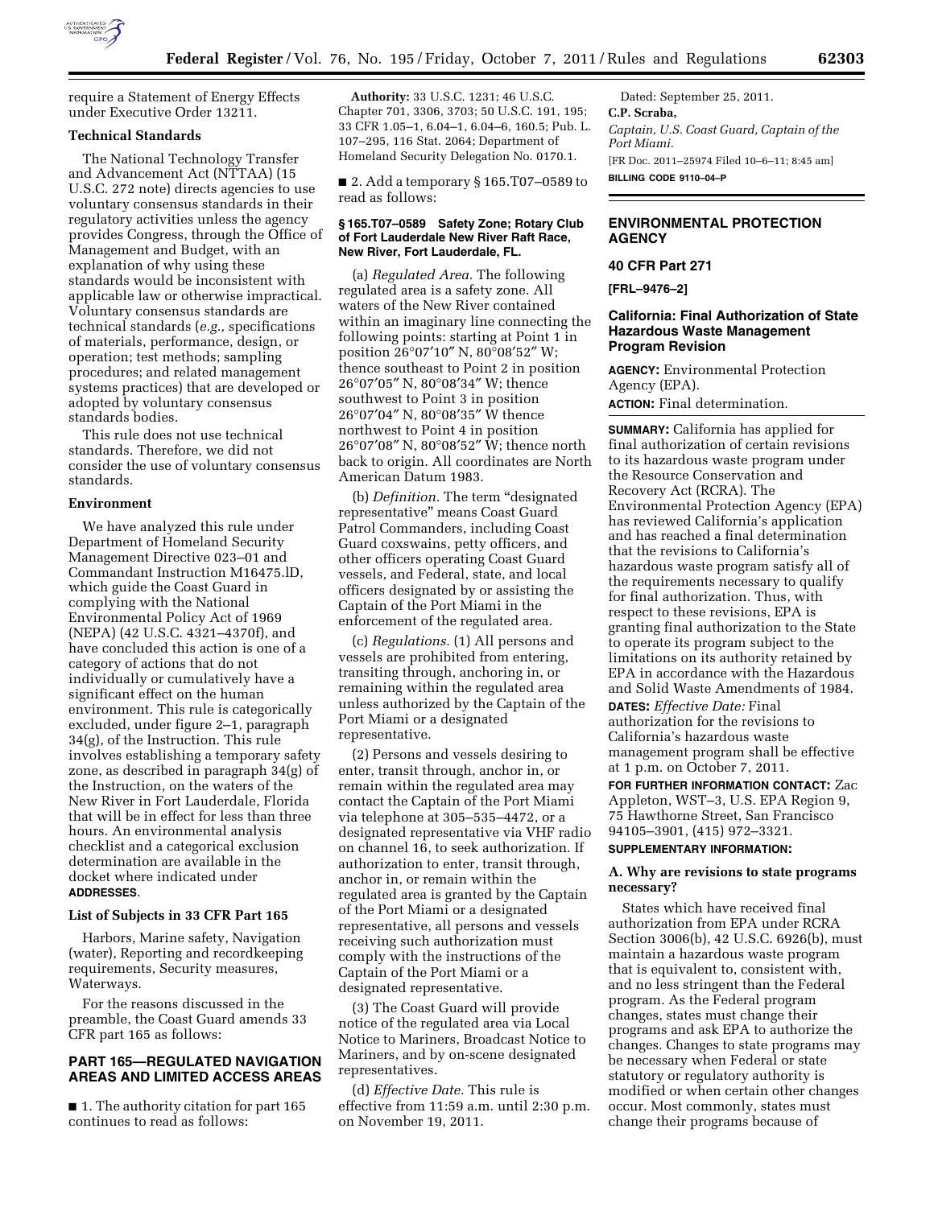require a Statement of Energy Effects under Executive Order 13211.

**Technical Standards**

The National Technology Transfer and Advancement Act (NTTAA) (15 U.S.C. 272 note) directs agencies to use voluntary consensus standards in their regulatory activities unless the agency provides Congress, through the Office of Management and Budget, with an explanation of why using these standards would be inconsistent with applicable law or otherwise impractical. Voluntary consensus standards are technical standards (*e.g.,* specifications of materials, performance, design, or operation; test methods; sampling procedures; and related management systems practices) that are developed or adopted by voluntary consensus standards bodies.

This rule does not use technical standards. Therefore, we did not consider the use of voluntary consensus standards.

**Environment**

We have analyzed this rule under Department of Homeland Security Management Directive 023–01 and Commandant Instruction M16475.lD, which guide the Coast Guard in complying with the National Environmental Policy Act of 1969 (NEPA) (42 U.S.C. 4321–4370f), and have concluded this action is one of a category of actions that do not individually or cumulatively have a significant effect on the human environment. This rule is categorically excluded, under figure 2–1, paragraph 34(g), of the Instruction. This rule involves establishing a temporary safety zone, as described in paragraph 34(g) of the Instruction, on the waters of the New River in Fort Lauderdale, Florida that will be in effect for less than three hours. An environmental analysis checklist and a categorical exclusion determination are available in the docket where indicated under **ADDRESSES**.

**List of Subjects in 33 CFR Part 165**

Harbors, Marine safety, Navigation (water), Reporting and recordkeeping requirements, Security measures, Waterways.

For the reasons discussed in the preamble, the Coast Guard amends 33 CFR part 165 as follows:

## PART 165—REGULATED NAVIGATION AREAS AND LIMITED ACCESS AREAS

■ 1. The authority citation for part 165 continues to read as follows:

**Authority:** 33 U.S.C. 1231; 46 U.S.C. Chapter 701, 3306, 3703; 50 U.S.C. 191, 195; 33 CFR 1.05–1, 6.04–1, 6.04–6, 160.5; Pub. L. 107–295, 116 Stat. 2064; Department of Homeland Security Delegation No. 0170.1.

■ 2. Add a temporary § 165.T07–0589 to read as follows:

**§ 165.T07–0589 Safety Zone; Rotary Club of Fort Lauderdale New River Raft Race, New River, Fort Lauderdale, FL.**

(a) *Regulated Area.* The following regulated area is a safety zone. All waters of the New River contained within an imaginary line connecting the following points: starting at Point 1 in position 26°07′10″ N, 80°08′52″ W; thence southeast to Point 2 in position 26°07′05″ N, 80°08′34″ W; thence southwest to Point 3 in position 26°07′04″ N, 80°08′35″ W thence northwest to Point 4 in position 26°07′08″ N, 80°08′52″ W; thence north back to origin. All coordinates are North American Datum 1983.

(b) *Definition.* The term "designated representative" means Coast Guard Patrol Commanders, including Coast Guard coxswains, petty officers, and other officers operating Coast Guard vessels, and Federal, state, and local officers designated by or assisting the Captain of the Port Miami in the enforcement of the regulated area.

(c) *Regulations.* (1) All persons and vessels are prohibited from entering, transiting through, anchoring in, or remaining within the regulated area unless authorized by the Captain of the Port Miami or a designated representative.

(2) Persons and vessels desiring to enter, transit through, anchor in, or remain within the regulated area may contact the Captain of the Port Miami via telephone at 305–535–4472, or a designated representative via VHF radio on channel 16, to seek authorization. If authorization to enter, transit through, anchor in, or remain within the regulated area is granted by the Captain of the Port Miami or a designated representative, all persons and vessels receiving such authorization must comply with the instructions of the Captain of the Port Miami or a designated representative.

(3) The Coast Guard will provide notice of the regulated area via Local Notice to Mariners, Broadcast Notice to Mariners, and by on-scene designated representatives.

(d) *Effective Date.* This rule is effective from 11:59 a.m. until 2:30 p.m. on November 19, 2011.

Dated: September 25, 2011.

**C.P. Scraba,**

*Captain, U.S. Coast Guard, Captain of the Port Miami.*

[FR Doc. 2011–25974 Filed 10–6–11; 8:45 am]

**BILLING CODE 9110–04–P**

## ENVIRONMENTAL PROTECTION AGENCY

**40 CFR Part 271**

**[FRL–9476–2]**

## California: Final Authorization of State Hazardous Waste Management Program Revision

**AGENCY:** Environmental Protection Agency (EPA).

**ACTION:** Final determination.

**SUMMARY:** California has applied for final authorization of certain revisions to its hazardous waste program under the Resource Conservation and Recovery Act (RCRA). The Environmental Protection Agency (EPA) has reviewed California's application and has reached a final determination that the revisions to California's hazardous waste program satisfy all of the requirements necessary to qualify for final authorization. Thus, with respect to these revisions, EPA is granting final authorization to the State to operate its program subject to the limitations on its authority retained by EPA in accordance with the Hazardous and Solid Waste Amendments of 1984.

**DATES:** *Effective Date:* Final authorization for the revisions to California's hazardous waste management program shall be effective at 1 p.m. on October 7, 2011.

**FOR FURTHER INFORMATION CONTACT:** Zac Appleton, WST–3, U.S. EPA Region 9, 75 Hawthorne Street, San Francisco 94105–3901, (415) 972–3321.

**SUPPLEMENTARY INFORMATION:**

### A. Why are revisions to state programs necessary?

States which have received final authorization from EPA under RCRA Section 3006(b), 42 U.S.C. 6926(b), must maintain a hazardous waste program that is equivalent to, consistent with, and no less stringent than the Federal program. As the Federal program changes, states must change their programs and ask EPA to authorize the changes. Changes to state programs may be necessary when Federal or state statutory or regulatory authority is modified or when certain other changes occur. Most commonly, states must change their programs because of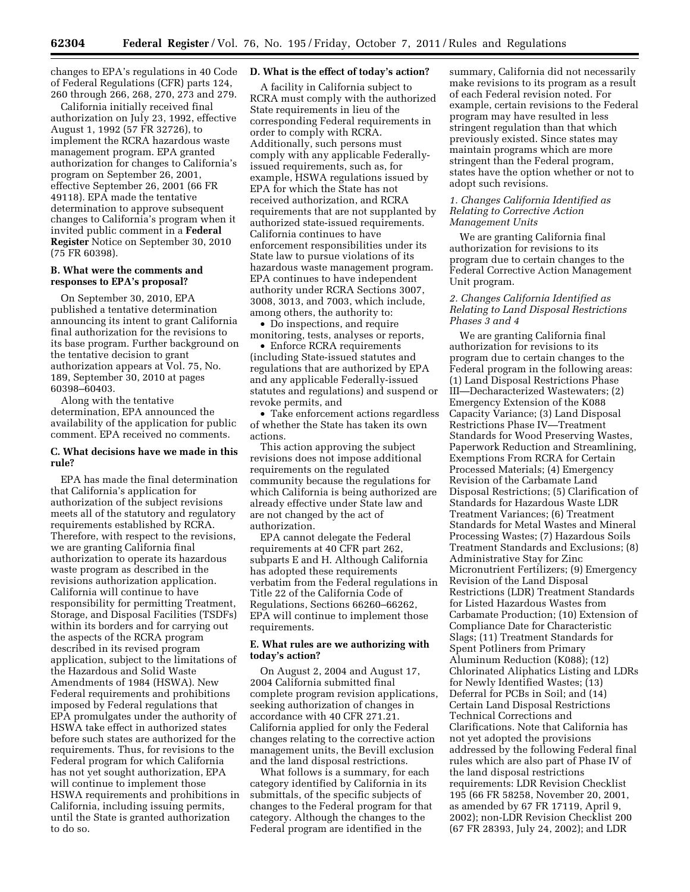changes to EPA's regulations in 40 Code of Federal Regulations (CFR) parts 124, 260 through 266, 268, 270, 273 and 279.

California initially received final authorization on July 23, 1992, effective August 1, 1992 (57 FR 32726), to implement the RCRA hazardous waste management program. EPA granted authorization for changes to California's program on September 26, 2001, effective September 26, 2001 (66 FR 49118). EPA made the tentative determination to approve subsequent changes to California's program when it invited public comment in a **Federal Register** Notice on September 30, 2010 (75 FR 60398).

### B. What were the comments and responses to EPA's proposal?

On September 30, 2010, EPA published a tentative determination announcing its intent to grant California final authorization for the revisions to its base program. Further background on the tentative decision to grant authorization appears at Vol. 75, No. 189, September 30, 2010 at pages 60398–60403.

Along with the tentative determination, EPA announced the availability of the application for public comment. EPA received no comments.

### C. What decisions have we made in this rule?

EPA has made the final determination that California's application for authorization of the subject revisions meets all of the statutory and regulatory requirements established by RCRA. Therefore, with respect to the revisions, we are granting California final authorization to operate its hazardous waste program as described in the revisions authorization application. California will continue to have responsibility for permitting Treatment, Storage, and Disposal Facilities (TSDFs) within its borders and for carrying out the aspects of the RCRA program described in its revised program application, subject to the limitations of the Hazardous and Solid Waste Amendments of 1984 (HSWA). New Federal requirements and prohibitions imposed by Federal regulations that EPA promulgates under the authority of HSWA take effect in authorized states before such states are authorized for the requirements. Thus, for revisions to the Federal program for which California has not yet sought authorization, EPA will continue to implement those HSWA requirements and prohibitions in California, including issuing permits, until the State is granted authorization to do so.

### D. What is the effect of today's action?

A facility in California subject to RCRA must comply with the authorized State requirements in lieu of the corresponding Federal requirements in order to comply with RCRA. Additionally, such persons must comply with any applicable Federally-issued requirements, such as, for example, HSWA regulations issued by EPA for which the State has not received authorization, and RCRA requirements that are not supplanted by authorized state-issued requirements. California continues to have enforcement responsibilities under its State law to pursue violations of its hazardous waste management program. EPA continues to have independent authority under RCRA Sections 3007, 3008, 3013, and 7003, which include, among others, the authority to:

- Do inspections, and require monitoring, tests, analyses or reports,
- Enforce RCRA requirements (including State-issued statutes and regulations that are authorized by EPA and any applicable Federally-issued statutes and regulations) and suspend or revoke permits, and
- Take enforcement actions regardless of whether the State has taken its own actions.

This action approving the subject revisions does not impose additional requirements on the regulated community because the regulations for which California is being authorized are already effective under State law and are not changed by the act of authorization.

EPA cannot delegate the Federal requirements at 40 CFR part 262, subparts E and H. Although California has adopted these requirements verbatim from the Federal regulations in Title 22 of the California Code of Regulations, Sections 66260–66262, EPA will continue to implement those requirements.

### E. What rules are we authorizing with today's action?

On August 2, 2004 and August 17, 2004 California submitted final complete program revision applications, seeking authorization of changes in accordance with 40 CFR 271.21. California applied for only the Federal changes relating to the corrective action management units, the Bevill exclusion and the land disposal restrictions.

What follows is a summary, for each category identified by California in its submittals, of the specific subjects of changes to the Federal program for that category. Although the changes to the Federal program are identified in the summary, California did not necessarily make revisions to its program as a result of each Federal revision noted. For example, certain revisions to the Federal program may have resulted in less stringent regulation than that which previously existed. Since states may maintain programs which are more stringent than the Federal program, states have the option whether or not to adopt such revisions.

#### *1. Changes California Identified as Relating to Corrective Action Management Units*

We are granting California final authorization for revisions to its program due to certain changes to the Federal Corrective Action Management Unit program.

#### *2. Changes California Identified as Relating to Land Disposal Restrictions Phases 3 and 4*

We are granting California final authorization for revisions to its program due to certain changes to the Federal program in the following areas: (1) Land Disposal Restrictions Phase III—Decharacterized Wastewaters; (2) Emergency Extension of the K088 Capacity Variance; (3) Land Disposal Restrictions Phase IV—Treatment Standards for Wood Preserving Wastes, Paperwork Reduction and Streamlining, Exemptions From RCRA for Certain Processed Materials; (4) Emergency Revision of the Carbamate Land Disposal Restrictions; (5) Clarification of Standards for Hazardous Waste LDR Treatment Variances; (6) Treatment Standards for Metal Wastes and Mineral Processing Wastes; (7) Hazardous Soils Treatment Standards and Exclusions; (8) Administrative Stay for Zinc Micronutrient Fertilizers; (9) Emergency Revision of the Land Disposal Restrictions (LDR) Treatment Standards for Listed Hazardous Wastes from Carbamate Production; (10) Extension of Compliance Date for Characteristic Slags; (11) Treatment Standards for Spent Potliners from Primary Aluminum Reduction (K088); (12) Chlorinated Aliphatics Listing and LDRs for Newly Identified Wastes; (13) Deferral for PCBs in Soil; and (14) Certain Land Disposal Restrictions Technical Corrections and Clarifications. Note that California has not yet adopted the provisions addressed by the following Federal final rules which are also part of Phase IV of the land disposal restrictions requirements: LDR Revision Checklist 195 (66 FR 58258, November 20, 2001, as amended by 67 FR 17119, April 9, 2002); non-LDR Revision Checklist 200 (67 FR 28393, July 24, 2002); and LDR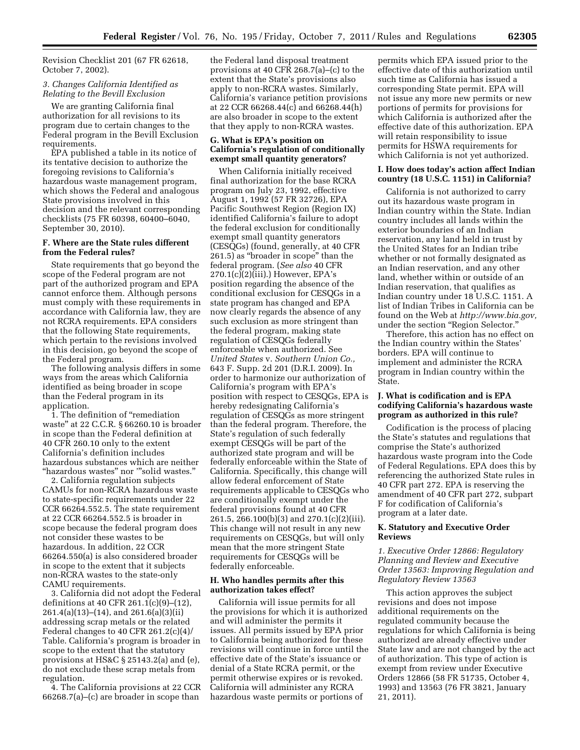Revision Checklist 201 (67 FR 62618, October 7, 2002).

*3. Changes California Identified as Relating to the Bevill Exclusion*

We are granting California final authorization for all revisions to its program due to certain changes to the Federal program in the Bevill Exclusion requirements.

EPA published a table in its notice of its tentative decision to authorize the foregoing revisions to California's hazardous waste management program, which shows the Federal and analogous State provisions involved in this decision and the relevant corresponding checklists (75 FR 60398, 60400–6040, September 30, 2010).

### F. Where are the State rules different from the Federal rules?

State requirements that go beyond the scope of the Federal program are not part of the authorized program and EPA cannot enforce them. Although persons must comply with these requirements in accordance with California law, they are not RCRA requirements. EPA considers that the following State requirements, which pertain to the revisions involved in this decision, go beyond the scope of the Federal program.

The following analysis differs in some ways from the areas which California identified as being broader in scope than the Federal program in its application.

1. The definition of "remediation waste" at 22 C.C.R. § 66260.10 is broader in scope than the Federal definition at 40 CFR 260.10 only to the extent California's definition includes hazardous substances which are neither "hazardous wastes" nor '"solid wastes."

2. California regulation subjects CAMUs for non-RCRA hazardous waste to state-specific requirements under 22 CCR 66264.552.5. The state requirement at 22 CCR 66264.552.5 is broader in scope because the federal program does not consider these wastes to be hazardous. In addition, 22 CCR 66264.550(a) is also considered broader in scope to the extent that it subjects non-RCRA wastes to the state-only CAMU requirements.

3. California did not adopt the Federal definitions at 40 CFR 261.1(c)(9)–(12), 261.4(a)(13)–(14), and 261.6(a)(3)(ii) addressing scrap metals or the related Federal changes to 40 CFR 261.2(c)(4)/Table. California's program is broader in scope to the extent that the statutory provisions at HS&C § 25143.2(a) and (e), do not exclude these scrap metals from regulation.

4. The California provisions at 22 CCR 66268.7(a)–(c) are broader in scope than the Federal land disposal treatment provisions at 40 CFR 268.7(a)–(c) to the extent that the State's provisions also apply to non-RCRA wastes. Similarly, California's variance petition provisions at 22 CCR 66268.44(c) and 66268.44(h) are also broader in scope to the extent that they apply to non-RCRA wastes.

### G. What is EPA's position on California's regulation of conditionally exempt small quantity generators?

When California initially received final authorization for the base RCRA program on July 23, 1992, effective August 1, 1992 (57 FR 32726), EPA Pacific Southwest Region (Region IX) identified California's failure to adopt the federal exclusion for conditionally exempt small quantity generators (CESQGs) (found, generally, at 40 CFR 261.5) as "broader in scope" than the federal program. (*See also* 40 CFR 270.1(c)(2)(iii).) However, EPA's position regarding the absence of the conditional exclusion for CESQGs in a state program has changed and EPA now clearly regards the absence of any such exclusion as more stringent than the federal program, making state regulation of CESQGs federally enforceable when authorized. See *United States* v. *Southern Union Co.,* 643 F. Supp. 2d 201 (D.R.I. 2009). In order to harmonize our authorization of California's program with EPA's position with respect to CESQGs, EPA is hereby redesignating California's regulation of CESQGs as more stringent than the federal program. Therefore, the State's regulation of such federally exempt CESQGs will be part of the authorized state program and will be federally enforceable within the State of California. Specifically, this change will allow federal enforcement of State requirements applicable to CESQGs who are conditionally exempt under the federal provisions found at 40 CFR 261.5, 266.100(b)(3) and 270.1(c)(2)(iii). This change will not result in any new requirements on CESQGs, but will only mean that the more stringent State requirements for CESQGs will be federally enforceable.

### H. Who handles permits after this authorization takes effect?

California will issue permits for all the provisions for which it is authorized and will administer the permits it issues. All permits issued by EPA prior to California being authorized for these revisions will continue in force until the effective date of the State's issuance or denial of a State RCRA permit, or the permit otherwise expires or is revoked. California will administer any RCRA hazardous waste permits or portions of permits which EPA issued prior to the effective date of this authorization until such time as California has issued a corresponding State permit. EPA will not issue any more new permits or new portions of permits for provisions for which California is authorized after the effective date of this authorization. EPA will retain responsibility to issue permits for HSWA requirements for which California is not yet authorized.

### I. How does today's action affect Indian country (18 U.S.C. 1151) in California?

California is not authorized to carry out its hazardous waste program in Indian country within the State. Indian country includes all lands within the exterior boundaries of an Indian reservation, any land held in trust by the United States for an Indian tribe whether or not formally designated as an Indian reservation, and any other land, whether within or outside of an Indian reservation, that qualifies as Indian country under 18 U.S.C. 1151. A list of Indian Tribes in California can be found on the Web at *http://www.bia.gov,* under the section "Region Selector."

Therefore, this action has no effect on the Indian country within the States' borders. EPA will continue to implement and administer the RCRA program in Indian country within the State.

### J. What is codification and is EPA codifying California's hazardous waste program as authorized in this rule?

Codification is the process of placing the State's statutes and regulations that comprise the State's authorized hazardous waste program into the Code of Federal Regulations. EPA does this by referencing the authorized State rules in 40 CFR part 272. EPA is reserving the amendment of 40 CFR part 272, subpart F for codification of California's program at a later date.

### K. Statutory and Executive Order Reviews

*1. Executive Order 12866: Regulatory Planning and Review and Executive Order 13563: Improving Regulation and Regulatory Review 13563*

This action approves the subject revisions and does not impose additional requirements on the regulated community because the regulations for which California is being authorized are already effective under State law and are not changed by the act of authorization. This type of action is exempt from review under Executive Orders 12866 (58 FR 51735, October 4, 1993) and 13563 (76 FR 3821, January 21, 2011).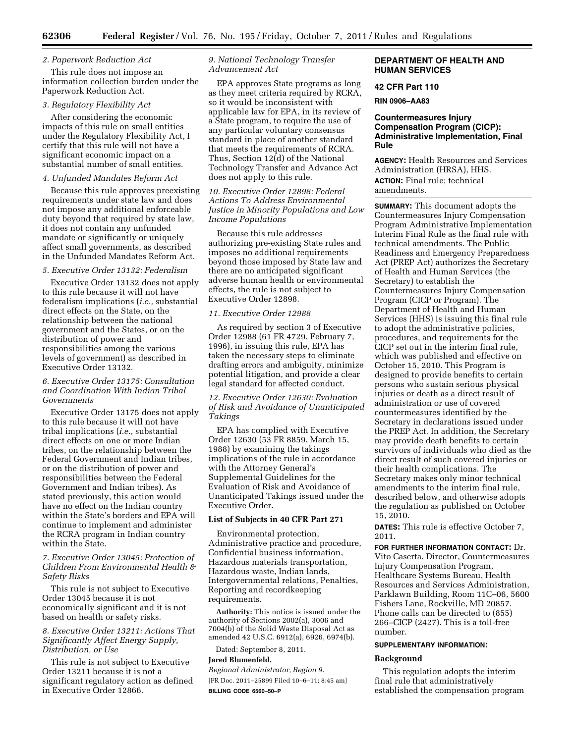*2. Paperwork Reduction Act*

This rule does not impose an information collection burden under the Paperwork Reduction Act.

*3. Regulatory Flexibility Act*

After considering the economic impacts of this rule on small entities under the Regulatory Flexibility Act, I certify that this rule will not have a significant economic impact on a substantial number of small entities.

*4. Unfunded Mandates Reform Act*

Because this rule approves preexisting requirements under state law and does not impose any additional enforceable duty beyond that required by state law, it does not contain any unfunded mandate or significantly or uniquely affect small governments, as described in the Unfunded Mandates Reform Act.

*5. Executive Order 13132: Federalism*

Executive Order 13132 does not apply to this rule because it will not have federalism implications (*i.e.,* substantial direct effects on the State, on the relationship between the national government and the States, or on the distribution of power and responsibilities among the various levels of government) as described in Executive Order 13132.

*6. Executive Order 13175: Consultation and Coordination With Indian Tribal Governments*

Executive Order 13175 does not apply to this rule because it will not have tribal implications (*i.e.,* substantial direct effects on one or more Indian tribes, on the relationship between the Federal Government and Indian tribes, or on the distribution of power and responsibilities between the Federal Government and Indian tribes). As stated previously, this action would have no effect on the Indian country within the State's borders and EPA will continue to implement and administer the RCRA program in Indian country within the State.

*7. Executive Order 13045: Protection of Children From Environmental Health & Safety Risks*

This rule is not subject to Executive Order 13045 because it is not economically significant and it is not based on health or safety risks.

*8. Executive Order 13211: Actions That Significantly Affect Energy Supply, Distribution, or Use*

This rule is not subject to Executive Order 13211 because it is not a significant regulatory action as defined in Executive Order 12866.

*9. National Technology Transfer Advancement Act*

EPA approves State programs as long as they meet criteria required by RCRA, so it would be inconsistent with applicable law for EPA, in its review of a State program, to require the use of any particular voluntary consensus standard in place of another standard that meets the requirements of RCRA. Thus, Section 12(d) of the National Technology Transfer and Advance Act does not apply to this rule.

*10. Executive Order 12898: Federal Actions To Address Environmental Justice in Minority Populations and Low Income Populations*

Because this rule addresses authorizing pre-existing State rules and imposes no additional requirements beyond those imposed by State law and there are no anticipated significant adverse human health or environmental effects, the rule is not subject to Executive Order 12898.

*11. Executive Order 12988*

As required by section 3 of Executive Order 12988 (61 FR 4729, February 7, 1996), in issuing this rule, EPA has taken the necessary steps to eliminate drafting errors and ambiguity, minimize potential litigation, and provide a clear legal standard for affected conduct.

*12. Executive Order 12630: Evaluation of Risk and Avoidance of Unanticipated Takings*

EPA has complied with Executive Order 12630 (53 FR 8859, March 15, 1988) by examining the takings implications of the rule in accordance with the Attorney General's Supplemental Guidelines for the Evaluation of Risk and Avoidance of Unanticipated Takings issued under the Executive Order.

**List of Subjects in 40 CFR Part 271**

Environmental protection, Administrative practice and procedure, Confidential business information, Hazardous materials transportation, Hazardous waste, Indian lands, Intergovernmental relations, Penalties, Reporting and recordkeeping requirements.

**Authority:** This notice is issued under the authority of Sections 2002(a), 3006 and 7004(b) of the Solid Waste Disposal Act as amended 42 U.S.C. 6912(a), 6926, 6974(b).

Dated: September 8, 2011.

**Jared Blumenfeld,**

*Regional Administrator, Region 9.*

[FR Doc. 2011–25899 Filed 10–6–11; 8:45 am]

**BILLING CODE 6560–50–P**

## DEPARTMENT OF HEALTH AND HUMAN SERVICES

### 42 CFR Part 110

**RIN 0906–AA83**

### Countermeasures Injury Compensation Program (CICP): Administrative Implementation, Final Rule

**AGENCY:** Health Resources and Services Administration (HRSA), HHS.

**ACTION:** Final rule; technical amendments.

**SUMMARY:** This document adopts the Countermeasures Injury Compensation Program Administrative Implementation Interim Final Rule as the final rule with technical amendments. The Public Readiness and Emergency Preparedness Act (PREP Act) authorizes the Secretary of Health and Human Services (the Secretary) to establish the Countermeasures Injury Compensation Program (CICP or Program). The Department of Health and Human Services (HHS) is issuing this final rule to adopt the administrative policies, procedures, and requirements for the CICP set out in the interim final rule, which was published and effective on October 15, 2010. This Program is designed to provide benefits to certain persons who sustain serious physical injuries or death as a direct result of administration or use of covered countermeasures identified by the Secretary in declarations issued under the PREP Act. In addition, the Secretary may provide death benefits to certain survivors of individuals who died as the direct result of such covered injuries or their health complications. The Secretary makes only minor technical amendments to the interim final rule, described below, and otherwise adopts the regulation as published on October 15, 2010.

**DATES:** This rule is effective October 7, 2011.

**FOR FURTHER INFORMATION CONTACT:** Dr. Vito Caserta, Director, Countermeasures Injury Compensation Program, Healthcare Systems Bureau, Health Resources and Services Administration, Parklawn Building, Room 11C–06, 5600 Fishers Lane, Rockville, MD 20857. Phone calls can be directed to (855) 266–CICP (2427). This is a toll-free number.

**SUPPLEMENTARY INFORMATION:**

**Background**

This regulation adopts the interim final rule that administratively established the compensation program